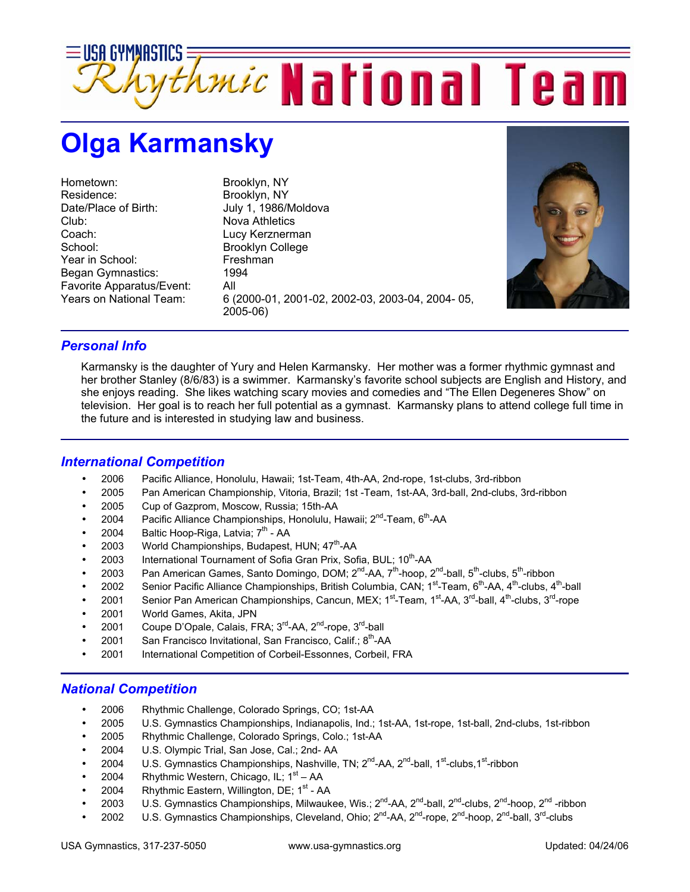# USA GYMNASTICS Rhythmic National Team

## Olga Karmansky

| | |
|---|---|
| Hometown: | Brooklyn, NY |
| Residence: | Brooklyn, NY |
| Date/Place of Birth: | July 1, 1986/Moldova |
| Club: | Nova Athletics |
| Coach: | Lucy Kerznerman |
| School: | Brooklyn College |
| Year in School: | Freshman |
| Began Gymnastics: | 1994 |
| Favorite Apparatus/Event: | All |
| Years on National Team: | 6 (2000-01, 2001-02, 2002-03, 2003-04, 2004- 05, 2005-06) |

### *Personal Info*

Karmansky is the daughter of Yury and Helen Karmansky. Her mother was a former rhythmic gymnast and her brother Stanley (8/6/83) is a swimmer. Karmansky's favorite school subjects are English and History, and she enjoys reading. She likes watching scary movies and comedies and "The Ellen Degeneres Show" on television. Her goal is to reach her full potential as a gymnast. Karmansky plans to attend college full time in the future and is interested in studying law and business.

### *International Competition*

- 2006 Pacific Alliance, Honolulu, Hawaii; 1st-Team, 4th-AA, 2nd-rope, 1st-clubs, 3rd-ribbon
- 2005 Pan American Championship, Vitoria, Brazil; 1st -Team, 1st-AA, 3rd-ball, 2nd-clubs, 3rd-ribbon
- 2005 Cup of Gazprom, Moscow, Russia; 15th-AA
- 2004 Pacific Alliance Championships, Honolulu, Hawaii; 2nd-Team, 6th-AA
- 2004 Baltic Hoop-Riga, Latvia; 7th - AA
- 2003 World Championships, Budapest, HUN; 47th-AA
- 2003 International Tournament of Sofia Gran Prix, Sofia, BUL; 10th-AA
- 2003 Pan American Games, Santo Domingo, DOM; 2nd-AA, 7th-hoop, 2nd-ball, 5th-clubs, 5th-ribbon
- 2002 Senior Pacific Alliance Championships, British Columbia, CAN; 1st-Team, 6th-AA, 4th-clubs, 4th-ball
- 2001 Senior Pan American Championships, Cancun, MEX; 1st-Team, 1st-AA, 3rd-ball, 4th-clubs, 3rd-rope
- 2001 World Games, Akita, JPN
- 2001 Coupe D'Opale, Calais, FRA; 3rd-AA, 2nd-rope, 3rd-ball
- 2001 San Francisco Invitational, San Francisco, Calif.; 8th-AA
- 2001 International Competition of Corbeil-Essonnes, Corbeil, FRA

### *National Competition*

- 2006 Rhythmic Challenge, Colorado Springs, CO; 1st-AA
- 2005 U.S. Gymnastics Championships, Indianapolis, Ind.; 1st-AA, 1st-rope, 1st-ball, 2nd-clubs, 1st-ribbon
- 2005 Rhythmic Challenge, Colorado Springs, Colo.; 1st-AA
- 2004 U.S. Olympic Trial, San Jose, Cal.; 2nd- AA
- 2004 U.S. Gymnastics Championships, Nashville, TN; 2nd-AA, 2nd-ball, 1st-clubs,1st-ribbon
- 2004 Rhythmic Western, Chicago, IL; 1st – AA
- 2004 Rhythmic Eastern, Willington, DE; 1st - AA
- 2003 U.S. Gymnastics Championships, Milwaukee, Wis.; 2nd-AA, 2nd-ball, 2nd-clubs, 2nd-hoop, 2nd -ribbon
- 2002 U.S. Gymnastics Championships, Cleveland, Ohio; 2nd-AA, 2nd-rope, 2nd-hoop, 2nd-ball, 3rd-clubs

USA Gymnastics, 317-237-5050 www.usa-gymnastics.org Updated: 04/24/06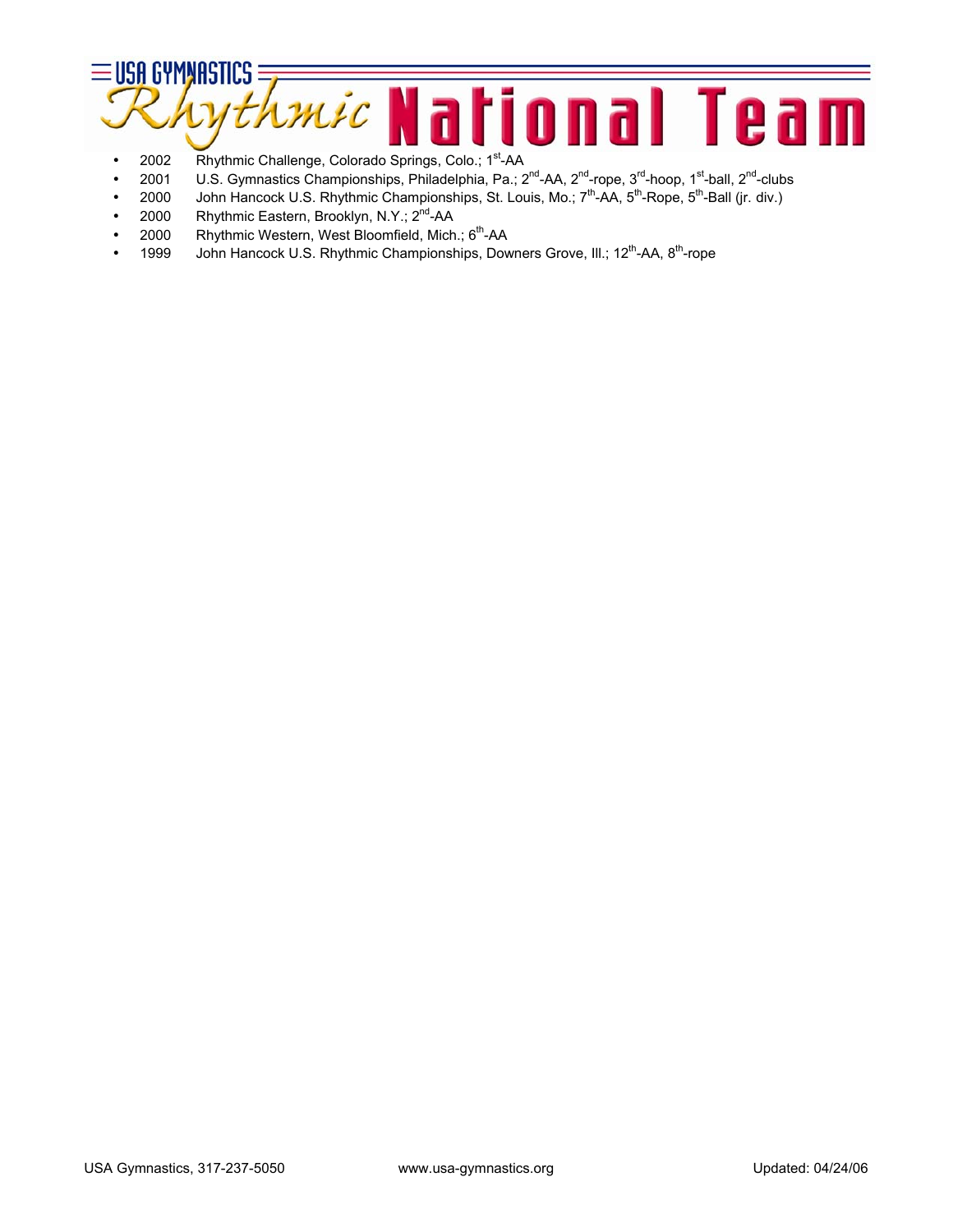- 2002 Rhythmic Challenge, Colorado Springs, Colo.; 1st-AA
- 2001 U.S. Gymnastics Championships, Philadelphia, Pa.; 2nd-AA, 2nd-rope, 3rd-hoop, 1st-ball, 2nd-clubs
- 2000 John Hancock U.S. Rhythmic Championships, St. Louis, Mo.; 7th-AA, 5th-Rope, 5th-Ball (jr. div.)
- 2000 Rhythmic Eastern, Brooklyn, N.Y.; 2nd-AA
- 2000 Rhythmic Western, West Bloomfield, Mich.; 6th-AA
- 1999 John Hancock U.S. Rhythmic Championships, Downers Grove, Ill.; 12th-AA, 8th-rope